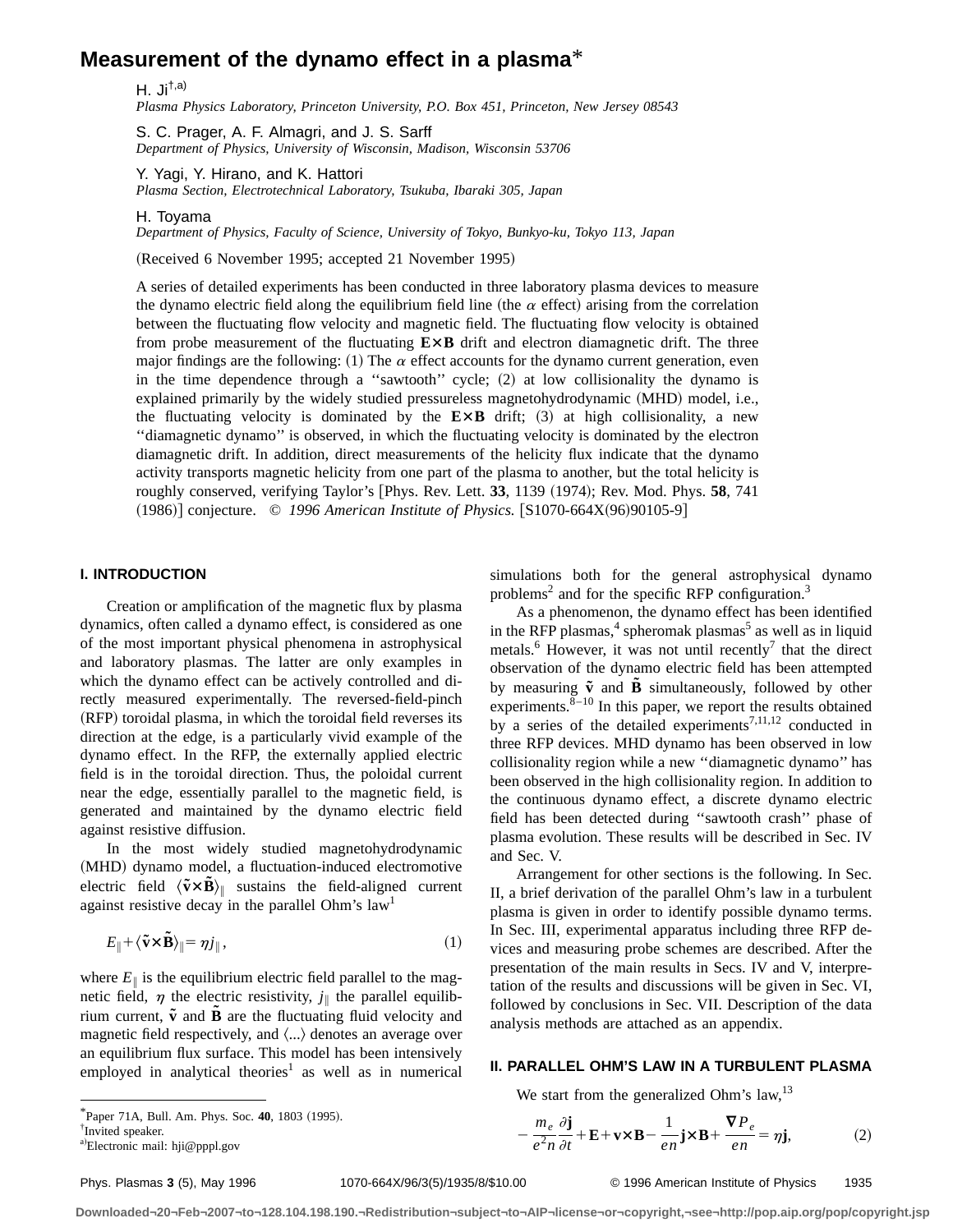# Measurement of the dynamo effect in a plasma*

H. Ji[†,a)]
*Plasma Physics Laboratory, Princeton University, P.O. Box 451, Princeton, New Jersey 08543*

S. C. Prager, A. F. Almagri, and J. S. Sarff
*Department of Physics, University of Wisconsin, Madison, Wisconsin 53706*

Y. Yagi, Y. Hirano, and K. Hattori
*Plasma Section, Electrotechnical Laboratory, Tsukuba, Ibaraki 305, Japan*

H. Toyama
*Department of Physics, Faculty of Science, University of Tokyo, Bunkyo-ku, Tokyo 113, Japan*

(Received 6 November 1995; accepted 21 November 1995)

A series of detailed experiments has been conducted in three laboratory plasma devices to measure the dynamo electric field along the equilibrium field line (the $\alpha$ effect) arising from the correlation between the fluctuating flow velocity and magnetic field. The fluctuating flow velocity is obtained from probe measurement of the fluctuating **E×B** drift and electron diamagnetic drift. The three major findings are the following: (1) The $\alpha$ effect accounts for the dynamo current generation, even in the time dependence through a "sawtooth" cycle; (2) at low collisionality the dynamo is explained primarily by the widely studied pressureless magnetohydrodynamic (MHD) model, i.e., the fluctuating velocity is dominated by the **E×B** drift; (3) at high collisionality, a new "diamagnetic dynamo" is observed, in which the fluctuating velocity is dominated by the electron diamagnetic drift. In addition, direct measurements of the helicity flux indicate that the dynamo activity transports magnetic helicity from one part of the plasma to another, but the total helicity is roughly conserved, verifying Taylor's [Phys. Rev. Lett. **33**, 1139 (1974); Rev. Mod. Phys. **58**, 741 (1986)] conjecture. © *1996 American Institute of Physics.* [S1070-664X(96)90105-9]

## I. INTRODUCTION

Creation or amplification of the magnetic flux by plasma dynamics, often called a dynamo effect, is considered as one of the most important physical phenomena in astrophysical and laboratory plasmas. The latter are only examples in which the dynamo effect can be actively controlled and directly measured experimentally. The reversed-field-pinch (RFP) toroidal plasma, in which the toroidal field reverses its direction at the edge, is a particularly vivid example of the dynamo effect. In the RFP, the externally applied electric field is in the toroidal direction. Thus, the poloidal current near the edge, essentially parallel to the magnetic field, is generated and maintained by the dynamo electric field against resistive diffusion.

In the most widely studied magnetohydrodynamic (MHD) dynamo model, a fluctuation-induced electromotive electric field $\langle \tilde{\mathbf{v}} \times \tilde{\mathbf{B}} \rangle_\parallel$ sustains the field-aligned current against resistive decay in the parallel Ohm's law[1]

$$E_\parallel + \langle \tilde{\mathbf{v}} \times \tilde{\mathbf{B}} \rangle_\parallel = \eta j_\parallel, \tag{1}$$

where $E_\parallel$ is the equilibrium electric field parallel to the magnetic field, $\eta$ the electric resistivity, $j_\parallel$ the parallel equilibrium current, $\tilde{\mathbf{v}}$ and $\tilde{\mathbf{B}}$ are the fluctuating fluid velocity and magnetic field respectively, and $\langle ... \rangle$ denotes an average over an equilibrium flux surface. This model has been intensively employed in analytical theories[1] as well as in numerical simulations both for the general astrophysical dynamo problems[2] and for the specific RFP configuration.[3]

As a phenomenon, the dynamo effect has been identified in the RFP plasmas,[4] spheromak plasmas[5] as well as in liquid metals.[6] However, it was not until recently[7] that the direct observation of the dynamo electric field has been attempted by measuring $\tilde{\mathbf{v}}$ and $\tilde{\mathbf{B}}$ simultaneously, followed by other experiments.[8–10] In this paper, we report the results obtained by a series of the detailed experiments[7,11,12] conducted in three RFP devices. MHD dynamo has been observed in low collisionality region while a new "diamagnetic dynamo" has been observed in the high collisionality region. In addition to the continuous dynamo effect, a discrete dynamo electric field has been detected during "sawtooth crash" phase of plasma evolution. These results will be described in Sec. IV and Sec. V.

Arrangement for other sections is the following. In Sec. II, a brief derivation of the parallel Ohm's law in a turbulent plasma is given in order to identify possible dynamo terms. In Sec. III, experimental apparatus including three RFP devices and measuring probe schemes are described. After the presentation of the main results in Secs. IV and V, interpretation of the results and discussions will be given in Sec. VI, followed by conclusions in Sec. VII. Description of the data analysis methods are attached as an appendix.

## II. PARALLEL OHM'S LAW IN A TURBULENT PLASMA

We start from the generalized Ohm's law,[13]

$$-\frac{m_e}{e^2 n}\frac{\partial \mathbf{j}}{\partial t} + \mathbf{E} + \mathbf{v} \times \mathbf{B} - \frac{1}{en}\mathbf{j} \times \mathbf{B} + \frac{\nabla P_e}{en} = \eta \mathbf{j}, \tag{2}$$

---

*Paper 71A, Bull. Am. Phys. Soc. **40**, 1803 (1995).
†Invited speaker.
a)Electronic mail: hji@pppl.gov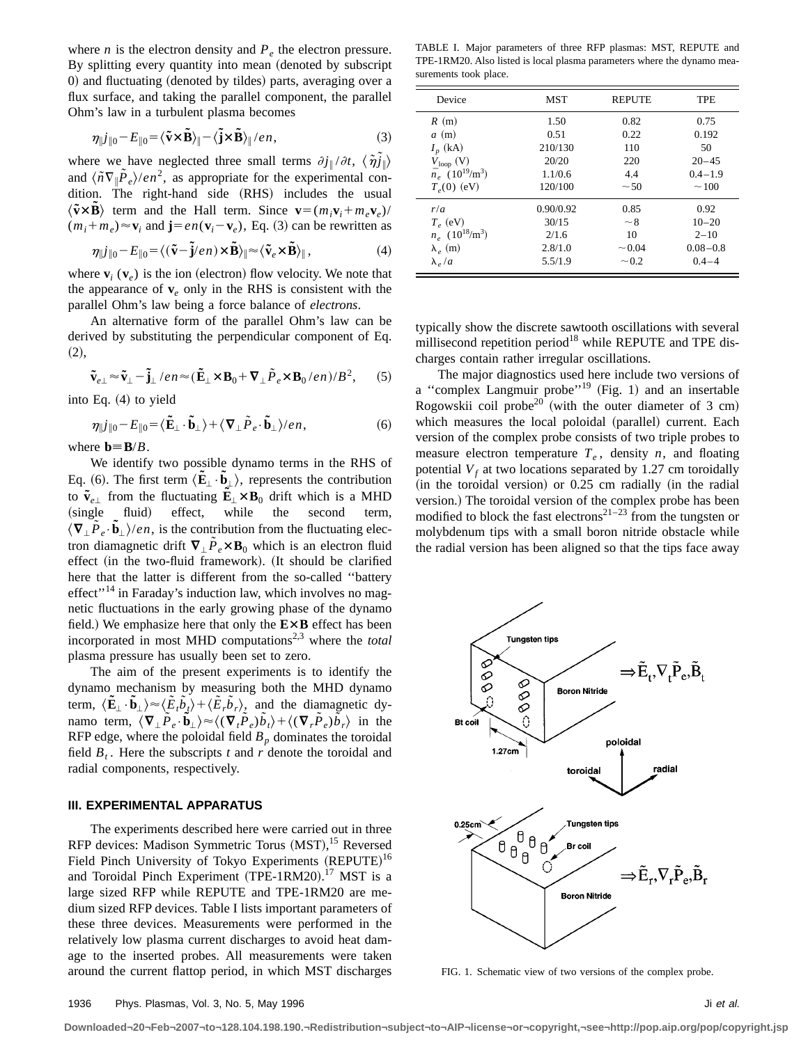where $n$ is the electron density and $P_e$ the electron pressure. By splitting every quantity into mean (denoted by subscript 0) and fluctuating (denoted by tildes) parts, averaging over a flux surface, and taking the parallel component, the parallel Ohm's law in a turbulent plasma becomes

$$\eta_\parallel j_{\parallel 0} - E_{\parallel 0} = \langle \tilde{\mathbf{v}} \times \tilde{\mathbf{B}} \rangle_\parallel - \langle \tilde{\mathbf{j}} \times \tilde{\mathbf{B}} \rangle_\parallel / en, \tag{3}$$

where we have neglected three small terms $\partial j_\parallel / \partial t$, $\langle \tilde{\eta} \tilde{j}_\parallel \rangle$ and $\langle \tilde{n} \nabla_\parallel \tilde{P}_e \rangle / en^2$, as appropriate for the experimental condition. The right-hand side (RHS) includes the usual $\langle \tilde{\mathbf{v}} \times \tilde{\mathbf{B}} \rangle$ term and the Hall term. Since $\mathbf{v} = (m_i \mathbf{v}_i + m_e \mathbf{v}_e)/(m_i + m_e) \approx \mathbf{v}_i$ and $\mathbf{j} = en(\mathbf{v}_i - \mathbf{v}_e)$, Eq. (3) can be rewritten as

$$\eta_\parallel j_{\parallel 0} - E_{\parallel 0} = \langle (\tilde{\mathbf{v}} - \tilde{\mathbf{j}}/en) \times \tilde{\mathbf{B}} \rangle_\parallel \approx \langle \tilde{\mathbf{v}}_e \times \tilde{\mathbf{B}} \rangle_\parallel, \tag{4}$$

where $\mathbf{v}_i$ ($\mathbf{v}_e$) is the ion (electron) flow velocity. We note that the appearance of $\mathbf{v}_e$ only in the RHS is consistent with the parallel Ohm's law being a force balance of *electrons*.

An alternative form of the parallel Ohm's law can be derived by substituting the perpendicular component of Eq. (2),

$$\tilde{\mathbf{v}}_{e\perp} \approx \tilde{\mathbf{v}}_\perp - \tilde{\mathbf{j}}_\perp / en \approx (\tilde{\mathbf{E}}_\perp \times \mathbf{B}_0 + \nabla_\perp \tilde{P}_e \times \mathbf{B}_0 / en) / B^2, \tag{5}$$

into Eq. (4) to yield

$$\eta_\parallel j_{\parallel 0} - E_{\parallel 0} = \langle \tilde{\mathbf{E}}_\perp \cdot \tilde{\mathbf{b}}_\perp \rangle + \langle \nabla_\perp \tilde{P}_e \cdot \tilde{\mathbf{b}}_\perp \rangle / en, \tag{6}$$

where $\mathbf{b} \equiv \mathbf{B}/B$.

We identify two possible dynamo terms in the RHS of Eq. (6). The first term $\langle \tilde{\mathbf{E}}_\perp \cdot \tilde{\mathbf{b}}_\perp \rangle$, represents the contribution to $\tilde{\mathbf{v}}_{e\perp}$ from the fluctuating $\tilde{\mathbf{E}}_\perp \times \mathbf{B}_0$ drift which is a MHD (single fluid) effect, while the second term, $\langle \nabla_\perp \tilde{P}_e \cdot \tilde{\mathbf{b}}_\perp \rangle / en$, is the contribution from the fluctuating electron diamagnetic drift $\nabla_\perp \tilde{P}_e \times \mathbf{B}_0$ which is an electron fluid effect (in the two-fluid framework). (It should be clarified here that the latter is different from the so-called "battery effect"[14] in Faraday's induction law, which involves no magnetic fluctuations in the early growing phase of the dynamo field.) We emphasize here that only the $\mathbf{E} \times \mathbf{B}$ effect has been incorporated in most MHD computations[2,3] where the *total* plasma pressure has usually been set to zero.

The aim of the present experiments is to identify the dynamo mechanism by measuring both the MHD dynamo term, $\langle \tilde{\mathbf{E}}_\perp \cdot \tilde{\mathbf{b}}_\perp \rangle \approx \langle \tilde{E}_t \tilde{b}_t \rangle + \langle \tilde{E}_r \tilde{b}_r \rangle$, and the diamagnetic dynamo term, $\langle \nabla_\perp \tilde{P}_e \cdot \tilde{\mathbf{b}}_\perp \rangle \approx \langle (\nabla_t \tilde{P}_e) \tilde{b}_t \rangle + \langle (\nabla_r \tilde{P}_e) \tilde{b}_r \rangle$ in the RFP edge, where the poloidal field $B_p$ dominates the toroidal field $B_t$. Here the subscripts $t$ and $r$ denote the toroidal and radial components, respectively.

### III. EXPERIMENTAL APPARATUS

The experiments described here were carried out in three RFP devices: Madison Symmetric Torus (MST),[15] Reversed Field Pinch University of Tokyo Experiments (REPUTE)[16] and Toroidal Pinch Experiment (TPE-1RM20).[17] MST is a large sized RFP while REPUTE and TPE-1RM20 are medium sized RFP devices. Table I lists important parameters of these three devices. Measurements were performed in the relatively low plasma current discharges to avoid heat damage to the inserted probes. All measurements were taken around the current flattop period, in which MST discharges typically show the discrete sawtooth oscillations with several millisecond repetition period[18] while REPUTE and TPE discharges contain rather irregular oscillations.

TABLE I. Major parameters of three RFP plasmas: MST, REPUTE and TPE-1RM20. Also listed is local plasma parameters where the dynamo measurements took place.

| Device | MST | REPUTE | TPE |
|---|---|---|---|
| $R$ (m) | 1.50 | 0.82 | 0.75 |
| $a$ (m) | 0.51 | 0.22 | 0.192 |
| $I_p$ (kA) | 210/130 | 110 | 50 |
| $V_{\text{loop}}$ (V) | 20/20 | 220 | 20–45 |
| $\bar{n}_e$ ($10^{19}$/m$^3$) | 1.1/0.6 | 4.4 | 0.4–1.9 |
| $T_e(0)$ (eV) | 120/100 | ~50 | ~100 |
| $r/a$ | 0.90/0.92 | 0.85 | 0.92 |
| $T_e$ (eV) | 30/15 | ~8 | 10–20 |
| $n_e$ ($10^{18}$/m$^3$) | 2/1.6 | 10 | 2–10 |
| $\lambda_e$ (m) | 2.8/1.0 | ~0.04 | 0.08–0.8 |
| $\lambda_e/a$ | 5.5/1.9 | ~0.2 | 0.4–4 |

The major diagnostics used here include two versions of a "complex Langmuir probe"[19] (Fig. 1) and an insertable Rogowskii coil probe[20] (with the outer diameter of 3 cm) which measures the local poloidal (parallel) current. Each version of the complex probe consists of two triple probes to measure electron temperature $T_e$, density $n$, and floating potential $V_f$ at two locations separated by 1.27 cm toroidally (in the toroidal version) or 0.25 cm radially (in the radial version.) The toroidal version of the complex probe has been modified to block the fast electrons[21–23] from the tungsten or molybdenum tips with a small boron nitride obstacle while the radial version has been aligned so that the tips face away

FIG. 1. Schematic view of two versions of the complex probe.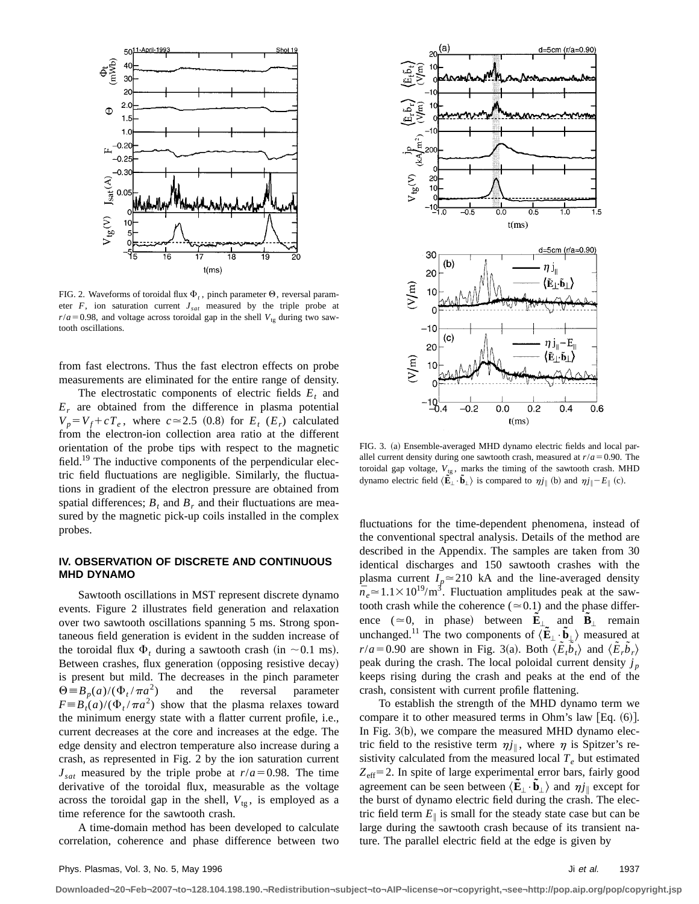FIG. 2. Waveforms of toroidal flux $\Phi_t$, pinch parameter $\Theta$, reversal parameter $F$, ion saturation current $J_{sat}$ measured by the triple probe at $r/a=0.98$, and voltage across toroidal gap in the shell $V_{tg}$ during two sawtooth oscillations.

from fast electrons. Thus the fast electron effects on probe measurements are eliminated for the entire range of density.

The electrostatic components of electric fields $E_t$ and $E_r$ are obtained from the difference in plasma potential $V_p = V_f + cT_e$, where $c \simeq 2.5$ (0.8) for $E_t$ ($E_r$) calculated from the electron-ion collection area ratio at the different orientation of the probe tips with respect to the magnetic field.[19] The inductive components of the perpendicular electric field fluctuations are negligible. Similarly, the fluctuations in gradient of the electron pressure are obtained from spatial differences; $B_t$ and $B_r$ and their fluctuations are measured by the magnetic pick-up coils installed in the complex probes.

## IV. OBSERVATION OF DISCRETE AND CONTINUOUS MHD DYNAMO

Sawtooth oscillations in MST represent discrete dynamo events. Figure 2 illustrates field generation and relaxation over two sawtooth oscillations spanning 5 ms. Strong spontaneous field generation is evident in the sudden increase of the toroidal flux $\Phi_t$ during a sawtooth crash (in $\sim 0.1$ ms). Between crashes, flux generation (opposing resistive decay) is present but mild. The decreases in the pinch parameter $\Theta \equiv B_p(a)/(\Phi_t/\pi a^2)$ and the reversal parameter $F \equiv B_t(a)/(\Phi_t/\pi a^2)$ show that the plasma relaxes toward the minimum energy state with a flatter current profile, i.e., current decreases at the core and increases at the edge. The edge density and electron temperature also increase during a crash, as represented in Fig. 2 by the ion saturation current $J_{sat}$ measured by the triple probe at $r/a=0.98$. The time derivative of the toroidal flux, measurable as the voltage across the toroidal gap in the shell, $V_{tg}$, is employed as a time reference for the sawtooth crash.

A time-domain method has been developed to calculate correlation, coherence and phase difference between two fluctuations for the time-dependent phenomena, instead of the conventional spectral analysis. Details of the method are described in the Appendix. The samples are taken from 30 identical discharges and 150 sawtooth crashes with the plasma current $I_p \simeq 210$ kA and the line-averaged density $\bar{n}_e \simeq 1.1 \times 10^{19}/\text{m}^3$. Fluctuation amplitudes peak at the sawtooth crash while the coherence ($\simeq 0.1$) and the phase difference ($\simeq 0$, in phase) between $\tilde{\mathbf{E}}_\perp$ and $\tilde{\mathbf{b}}_\perp$ remain unchanged.[11] The two components of $\langle \tilde{\mathbf{E}}_\perp \cdot \tilde{\mathbf{b}}_\perp \rangle$ measured at $r/a=0.90$ are shown in Fig. 3(a). Both $\langle \tilde{E}_t \tilde{b}_t \rangle$ and $\langle \tilde{E}_r \tilde{b}_r \rangle$ peak during the crash. The local poloidal current density $j_p$ keeps rising during the crash and peaks at the end of the crash, consistent with current profile flattening.

To establish the strength of the MHD dynamo term we compare it to other measured terms in Ohm's law [Eq. (6)]. In Fig. 3(b), we compare the measured MHD dynamo electric field to the resistive term $\eta j_\parallel$, where $\eta$ is Spitzer's resistivity calculated from the measured local $T_e$ but estimated $Z_{\text{eff}}=2$. In spite of large experimental error bars, fairly good agreement can be seen between $\langle \tilde{\mathbf{E}}_\perp \cdot \tilde{\mathbf{b}}_\perp \rangle$ and $\eta j_\parallel$ except for the burst of dynamo electric field during the crash. The electric field term $E_\parallel$ is small for the steady state case but can be large during the sawtooth crash because of its transient nature. The parallel electric field at the edge is given by

FIG. 3. (a) Ensemble-averaged MHD dynamo electric fields and local parallel current density during one sawtooth crash, measured at $r/a=0.90$. The toroidal gap voltage, $V_{tg}$, marks the timing of the sawtooth crash. MHD dynamo electric field $\langle \tilde{\mathbf{E}}_\perp \cdot \tilde{\mathbf{b}}_\perp \rangle$ is compared to $\eta j_\parallel$ (b) and $\eta j_\parallel - E_\parallel$ (c).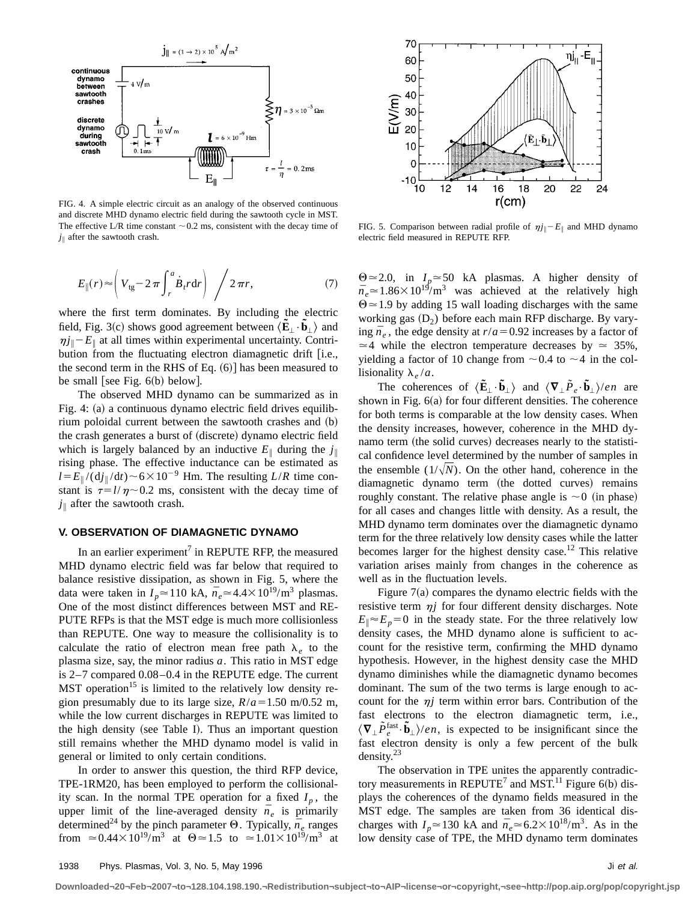FIG. 4. A simple electric circuit as an analogy of the observed continuous and discrete MHD dynamo electric field during the sawtooth cycle in MST. The effective L/R time constant $\sim 0.2$ ms, consistent with the decay time of $j_\parallel$ after the sawtooth crash.

FIG. 5. Comparison between radial profile of $\eta j_\parallel - E_\parallel$ and MHD dynamo electric field measured in REPUTE RFP.

$$E_\parallel(r) \approx \left( V_{\rm tg} - 2\pi \int_r^a \dot{B}_t r \, dr \right) \bigg/ 2\pi r, \tag{7}$$

where the first term dominates. By including the electric field, Fig. 3(c) shows good agreement between $\langle \tilde{\mathbf{E}}_\perp \cdot \tilde{\mathbf{b}}_\perp \rangle$ and $\eta j_\parallel - E_\parallel$ at all times within experimental uncertainty. Contribution from the fluctuating electron diamagnetic drift [i.e., the second term in the RHS of Eq. (6)] has been measured to be small [see Fig. 6(b) below].

The observed MHD dynamo can be summarized as in Fig. 4: (a) a continuous dynamo electric field drives equilibrium poloidal current between the sawtooth crashes and (b) the crash generates a burst of (discrete) dynamo electric field which is largely balanced by an inductive $E_\parallel$ during the $j_\parallel$ rising phase. The effective inductance can be estimated as $l = E_\parallel/(dj_\parallel/dt) \sim 6\times10^{-9}$ Hm. The resulting $L/R$ time constant is $\tau = l/\eta \sim 0.2$ ms, consistent with the decay time of $j_\parallel$ after the sawtooth crash.

### V. OBSERVATION OF DIAMAGNETIC DYNAMO

In an earlier experiment[7] in REPUTE RFP, the measured MHD dynamo electric field was far below that required to balance resistive dissipation, as shown in Fig. 5, where the data were taken in $I_p \simeq 110$ kA, $\bar{n}_e \simeq 4.4\times10^{19}/\mathrm{m}^3$ plasmas. One of the most distinct differences between MST and REPUTE RFPs is that the MST edge is much more collisionless than REPUTE. One way to measure the collisionality is to calculate the ratio of electron mean free path $\lambda_e$ to the plasma size, say, the minor radius $a$. This ratio in MST edge is 2–7 compared 0.08–0.4 in the REPUTE edge. The current MST operation[15] is limited to the relatively low density region presumably due to its large size, $R/a = 1.50$ m/0.52 m, while the low current discharges in REPUTE was limited to the high density (see Table I). Thus an important question still remains whether the MHD dynamo model is valid in general or limited to only certain conditions.

In order to answer this question, the third RFP device, TPE-1RM20, has been employed to perform the collisionality scan. In the normal TPE operation for a fixed $I_p$, the upper limit of the line-averaged density $\bar{n}_e$ is primarily determined[24] by the pinch parameter $\Theta$. Typically, $\bar{n}_e$ ranges from $\simeq 0.44\times10^{19}/\mathrm{m}^3$ at $\Theta \simeq 1.5$ to $\simeq 1.01\times10^{19}/\mathrm{m}^3$ at $\Theta \simeq 2.0$, in $I_p \simeq 50$ kA plasmas. A higher density of $\bar{n}_e \simeq 1.86\times10^{19}/\mathrm{m}^3$ was achieved at the relatively high $\Theta \simeq 1.9$ by adding 15 wall loading discharges with the same working gas ($D_2$) before each main RFP discharge. By varying $\bar{n}_e$, the edge density at $r/a = 0.92$ increases by a factor of $\simeq 4$ while the electron temperature decreases by $\simeq$ 35%, yielding a factor of 10 change from $\sim 0.4$ to $\sim 4$ in the collisionality $\lambda_e/a$.

The coherences of $\langle \tilde{\mathbf{E}}_\perp \cdot \tilde{\mathbf{b}}_\perp \rangle$ and $\langle \boldsymbol{\nabla}_\perp \tilde{P}_e \cdot \tilde{\mathbf{b}}_\perp \rangle / en$ are shown in Fig. 6(a) for four different densities. The coherence for both terms is comparable at the low density cases. When the density increases, however, coherence in the MHD dynamo term (the solid curves) decreases nearly to the statistical confidence level determined by the number of samples in the ensemble $(1/\sqrt{N})$. On the other hand, coherence in the diamagnetic dynamo term (the dotted curves) remains roughly constant. The relative phase angle is $\sim 0$ (in phase) for all cases and changes little with density. As a result, the MHD dynamo term dominates over the diamagnetic dynamo term for the three relatively low density cases while the latter becomes larger for the highest density case.[12] This relative variation arises mainly from changes in the coherence as well as in the fluctuation levels.

Figure 7(a) compares the dynamo electric fields with the resistive term $\eta j$ for four different density discharges. Note $E_\parallel \approx E_p = 0$ in the steady state. For the three relatively low density cases, the MHD dynamo alone is sufficient to account for the resistive term, confirming the MHD dynamo hypothesis. However, in the highest density case the MHD dynamo diminishes while the diamagnetic dynamo becomes dominant. The sum of the two terms is large enough to account for the $\eta j$ term within error bars. Contribution of the fast electrons to the electron diamagnetic term, i.e., $\langle \boldsymbol{\nabla}_\perp \tilde{P}_e^{\rm fast} \cdot \tilde{\mathbf{b}}_\perp \rangle / en$, is expected to be insignificant since the fast electron density is only a few percent of the bulk density.[23]

The observation in TPE unites the apparently contradictory measurements in REPUTE[7] and MST.[11] Figure 6(b) displays the coherences of the dynamo fields measured in the MST edge. The samples are taken from 36 identical discharges with $I_p \simeq 130$ kA and $\bar{n}_e \simeq 6.2\times10^{18}/\mathrm{m}^3$. As in the low density case of TPE, the MHD dynamo term dominates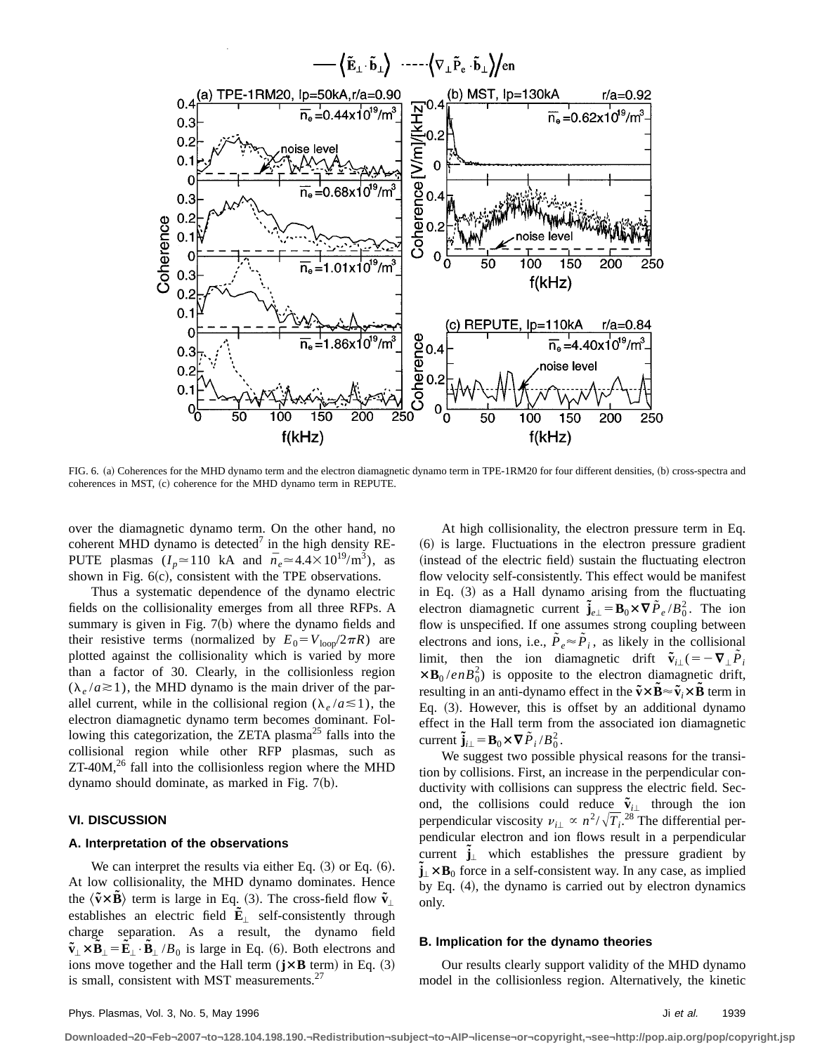FIG. 6. (a) Coherences for the MHD dynamo term and the electron diamagnetic dynamo term in TPE-1RM20 for four different densities, (b) cross-spectra and coherences in MST, (c) coherence for the MHD dynamo term in REPUTE.

over the diamagnetic dynamo term. On the other hand, no coherent MHD dynamo is detected[7] in the high density REPUTE plasmas ($I_p \simeq 110$ kA and $\bar{n}_e \simeq 4.4 \times 10^{19}/\mathrm{m}^3$), as shown in Fig. 6(c), consistent with the TPE observations.

Thus a systematic dependence of the dynamo electric fields on the collisionality emerges from all three RFPs. A summary is given in Fig. 7(b) where the dynamo fields and their resistive terms (normalized by $E_0 = V_{\mathrm{loop}}/2\pi R$) are plotted against the collisionality which is varied by more than a factor of 30. Clearly, in the collisionless region ($\lambda_e/a \gtrsim 1$), the MHD dynamo is the main driver of the parallel current, while in the collisional region ($\lambda_e/a \lesssim 1$), the electron diamagnetic dynamo term becomes dominant. Following this categorization, the ZETA plasma[25] falls into the collisional region while other RFP plasmas, such as ZT-40M,[26] fall into the collisionless region where the MHD dynamo should dominate, as marked in Fig. 7(b).

## VI. DISCUSSION

### A. Interpretation of the observations

We can interpret the results via either Eq. (3) or Eq. (6). At low collisionality, the MHD dynamo dominates. Hence the $\langle \tilde{\mathbf{v}} \times \tilde{\mathbf{B}} \rangle$ term is large in Eq. (3). The cross-field flow $\tilde{\mathbf{v}}_\perp$ establishes an electric field $\tilde{\mathbf{E}}_\perp$ self-consistently through charge separation. As a result, the dynamo field $\tilde{\mathbf{v}}_\perp \times \tilde{\mathbf{B}}_\perp = \tilde{\mathbf{E}}_\perp \cdot \tilde{\mathbf{B}}_\perp / B_0$ is large in Eq. (6). Both electrons and ions move together and the Hall term ($\mathbf{j} \times \mathbf{B}$ term) in Eq. (3) is small, consistent with MST measurements.[27]

At high collisionality, the electron pressure term in Eq. (6) is large. Fluctuations in the electron pressure gradient (instead of the electric field) sustain the fluctuating electron flow velocity self-consistently. This effect would be manifest in Eq. (3) as a Hall dynamo arising from the fluctuating electron diamagnetic current $\tilde{\mathbf{j}}_{e\perp} = \mathbf{B}_0 \times \nabla \tilde{P}_e / B_0^2$. The ion flow is unspecified. If one assumes strong coupling between electrons and ions, i.e., $\tilde{P}_e \approx \tilde{P}_i$, as likely in the collisional limit, then the ion diamagnetic drift $\tilde{\mathbf{v}}_{i\perp} (= -\nabla_\perp \tilde{P}_i \times \mathbf{B}_0 / enB_0^2)$ is opposite to the electron diamagnetic drift, resulting in an anti-dynamo effect in the $\tilde{\mathbf{v}} \times \tilde{\mathbf{B}} \approx \tilde{\mathbf{v}}_i \times \tilde{\mathbf{B}}$ term in Eq. (3). However, this is offset by an additional dynamo effect in the Hall term from the associated ion diamagnetic current $\tilde{\mathbf{j}}_{i\perp} = \mathbf{B}_0 \times \nabla \tilde{P}_i / B_0^2$.

We suggest two possible physical reasons for the transition by collisions. First, an increase in the perpendicular conductivity with collisions can suppress the electric field. Second, the collisions could reduce $\tilde{\mathbf{v}}_{i\perp}$ through the ion perpendicular viscosity $\nu_{i\perp} \propto n^2/\sqrt{T_i}$.[28] The differential perpendicular electron and ion flows result in a perpendicular current $\tilde{\mathbf{j}}_\perp$ which establishes the pressure gradient by $\tilde{\mathbf{j}}_\perp \times \mathbf{B}_0$ force in a self-consistent way. In any case, as implied by Eq. (4), the dynamo is carried out by electron dynamics only.

### B. Implication for the dynamo theories

Our results clearly support validity of the MHD dynamo model in the collisionless region. Alternatively, the kinetic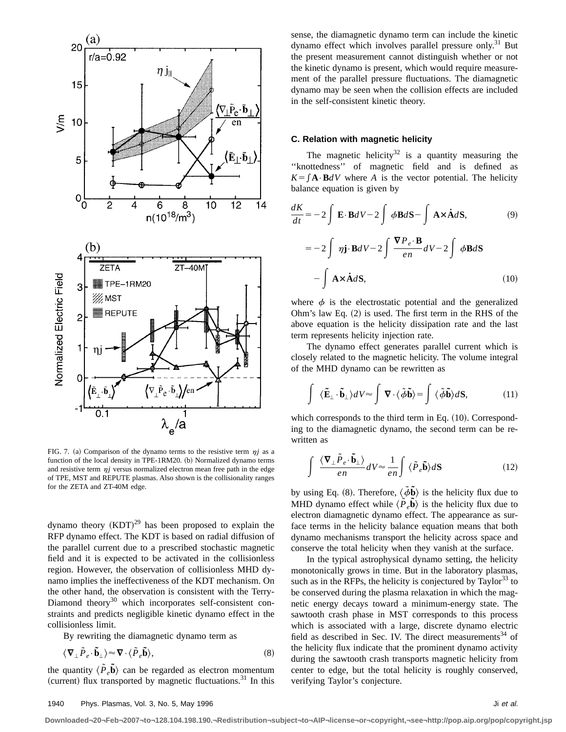FIG. 7. (a) Comparison of the dynamo terms to the resistive term $\eta j$ as a function of the local density in TPE-1RM20. (b) Normalized dynamo terms and resistive term $\eta j$ versus normalized electron mean free path in the edge of TPE, MST and REPUTE plasmas. Also shown is the collisionality ranges for the ZETA and ZT-40M edge.

dynamo theory (KDT)[29] has been proposed to explain the RFP dynamo effect. The KDT is based on radial diffusion of the parallel current due to a prescribed stochastic magnetic field and it is expected to be activated in the collisionless region. However, the observation of collisionless MHD dynamo implies the ineffectiveness of the KDT mechanism. On the other hand, the observation is consistent with the Terry-Diamond theory[30] which incorporates self-consistent constraints and predicts negligible kinetic dynamo effect in the collisionless limit.

By rewriting the diamagnetic dynamo term as

$$\langle \nabla_\perp \tilde{P}_e \cdot \tilde{\mathbf{b}}_\perp \rangle \approx \nabla \cdot \langle \tilde{P}_e \tilde{\mathbf{b}} \rangle, \tag{8}$$

the quantity $\langle \tilde{P}_e \tilde{\mathbf{b}} \rangle$ can be regarded as electron momentum (current) flux transported by magnetic fluctuations.[31] In this sense, the diamagnetic dynamo term can include the kinetic dynamo effect which involves parallel pressure only.[31] But the present measurement cannot distinguish whether or not the kinetic dynamo is present, which would require measurement of the parallel pressure fluctuations. The diamagnetic dynamo may be seen when the collision effects are included in the self-consistent kinetic theory.

### C. Relation with magnetic helicity

The magnetic helicity[32] is a quantity measuring the "knottedness" of magnetic field and is defined as $K = \int \mathbf{A} \cdot \mathbf{B} dV$ where $A$ is the vector potential. The helicity balance equation is given by

$$\frac{dK}{dt} = -2 \int \mathbf{E} \cdot \mathbf{B} dV - 2 \int \phi \mathbf{B} d\mathbf{S} - \int \mathbf{A} \times \dot{\mathbf{A}} d\mathbf{S}, \tag{9}$$

$$= -2 \int \eta \mathbf{j} \cdot \mathbf{B} dV - 2 \int \frac{\nabla P_e \cdot \mathbf{B}}{en} dV - 2 \int \phi \mathbf{B} d\mathbf{S} - \int \mathbf{A} \times \dot{\mathbf{A}} d\mathbf{S}, \tag{10}$$

where $\phi$ is the electrostatic potential and the generalized Ohm's law Eq. (2) is used. The first term in the RHS of the above equation is the helicity dissipation rate and the last term represents helicity injection rate.

The dynamo effect generates parallel current which is closely related to the magnetic helicity. The volume integral of the MHD dynamo can be rewritten as

$$\int \langle \tilde{\mathbf{E}}_\perp \cdot \tilde{\mathbf{b}}_\perp \rangle dV \approx \int \nabla \cdot \langle \tilde{\phi} \tilde{\mathbf{b}} \rangle = \int \langle \tilde{\phi} \tilde{\mathbf{b}} \rangle d\mathbf{S}, \tag{11}$$

which corresponds to the third term in Eq. (10). Corresponding to the diamagnetic dynamo, the second term can be rewritten as

$$\int \frac{\langle \nabla_\perp \tilde{P}_e \cdot \tilde{\mathbf{b}}_\perp \rangle}{en} dV \approx \frac{1}{en} \int \langle \tilde{P}_e \tilde{\mathbf{b}} \rangle d\mathbf{S} \tag{12}$$

by using Eq. (8). Therefore, $\langle \tilde{\phi} \tilde{\mathbf{b}} \rangle$ is the helicity flux due to MHD dynamo effect while $\langle \tilde{P}_e \tilde{\mathbf{b}} \rangle$ is the helicity flux due to electron diamagnetic dynamo effect. The appearance as surface terms in the helicity balance equation means that both dynamo mechanisms transport the helicity across space and conserve the total helicity when they vanish at the surface.

In the typical astrophysical dynamo setting, the helicity monotonically grows in time. But in the laboratory plasmas, such as in the RFPs, the helicity is conjectured by Taylor[33] to be conserved during the plasma relaxation in which the magnetic energy decays toward a minimum-energy state. The sawtooth crash phase in MST corresponds to this process which is associated with a large, discrete dynamo electric field as described in Sec. IV. The direct measurements[34] of the helicity flux indicate that the prominent dynamo activity during the sawtooth crash transports magnetic helicity from center to edge, but the total helicity is roughly conserved, verifying Taylor's conjecture.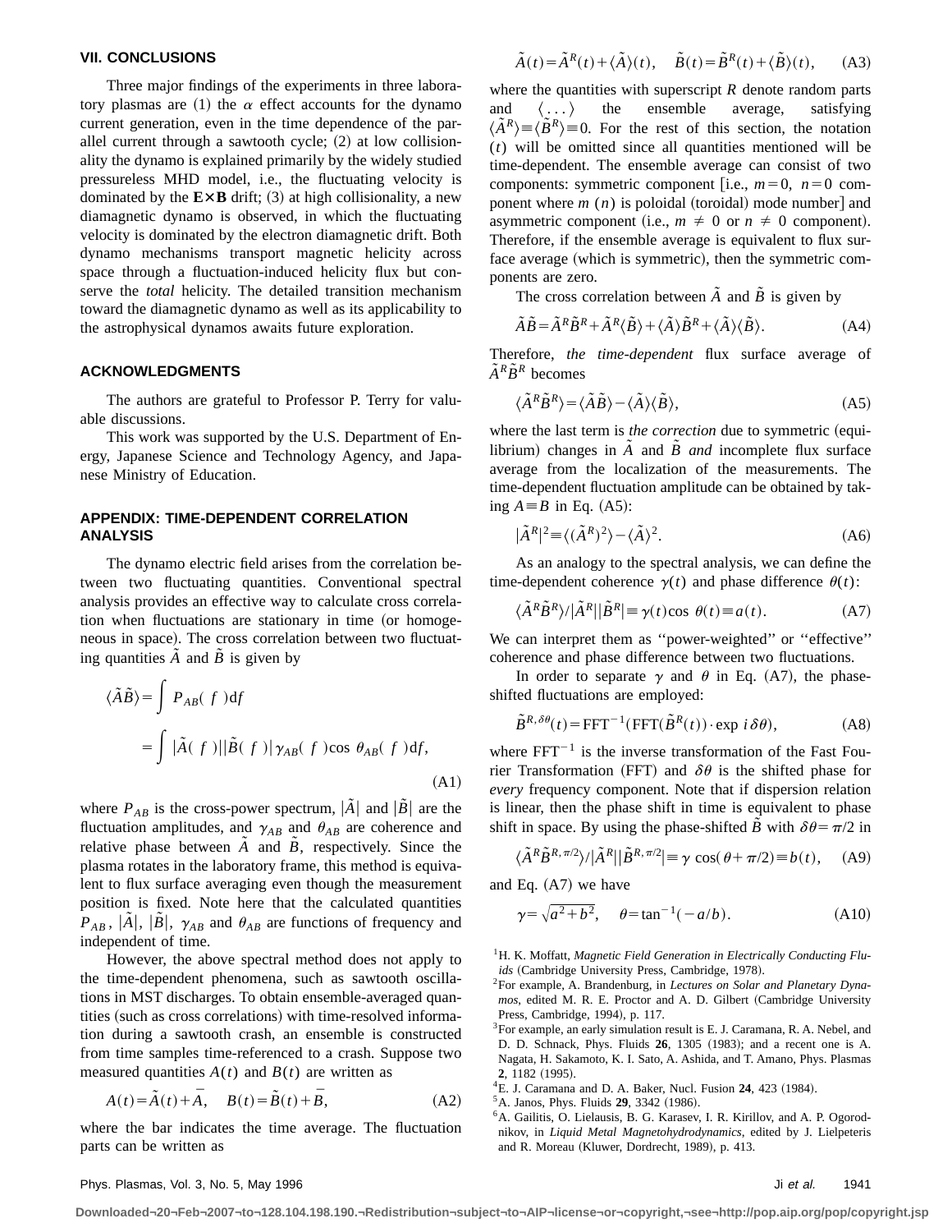## VII. CONCLUSIONS

Three major findings of the experiments in three laboratory plasmas are (1) the $\alpha$ effect accounts for the dynamo current generation, even in the time dependence of the parallel current through a sawtooth cycle; (2) at low collisionality the dynamo is explained primarily by the widely studied pressureless MHD model, i.e., the fluctuating velocity is dominated by the $\mathbf{E}\times\mathbf{B}$ drift; (3) at high collisionality, a new diamagnetic dynamo is observed, in which the fluctuating velocity is dominated by the electron diamagnetic drift. Both dynamo mechanisms transport magnetic helicity across space through a fluctuation-induced helicity flux but conserve the *total* helicity. The detailed transition mechanism toward the diamagnetic dynamo as well as its applicability to the astrophysical dynamos awaits future exploration.

## ACKNOWLEDGMENTS

The authors are grateful to Professor P. Terry for valuable discussions.

This work was supported by the U.S. Department of Energy, Japanese Science and Technology Agency, and Japanese Ministry of Education.

## APPENDIX: TIME-DEPENDENT CORRELATION ANALYSIS

The dynamo electric field arises from the correlation between two fluctuating quantities. Conventional spectral analysis provides an effective way to calculate cross correlation when fluctuations are stationary in time (or homogeneous in space). The cross correlation between two fluctuating quantities $\tilde{A}$ and $\tilde{B}$ is given by

$$\langle \tilde{A}\tilde{B}\rangle = \int P_{AB}(f)\,\mathrm{d}f = \int |\tilde{A}(f)||\tilde{B}(f)|\gamma_{AB}(f)\cos\theta_{AB}(f)\,\mathrm{d}f, \tag{A1}$$

where $P_{AB}$ is the cross-power spectrum, $|\tilde{A}|$ and $|\tilde{B}|$ are the fluctuation amplitudes, and $\gamma_{AB}$ and $\theta_{AB}$ are coherence and relative phase between $\tilde{A}$ and $\tilde{B}$, respectively. Since the plasma rotates in the laboratory frame, this method is equivalent to flux surface averaging even though the measurement position is fixed. Note here that the calculated quantities $P_{AB}$, $|\tilde{A}|$, $|\tilde{B}|$, $\gamma_{AB}$ and $\theta_{AB}$ are functions of frequency and independent of time.

However, the above spectral method does not apply to the time-dependent phenomena, such as sawtooth oscillations in MST discharges. To obtain ensemble-averaged quantities (such as cross correlations) with time-resolved information during a sawtooth crash, an ensemble is constructed from time samples time-referenced to a crash. Suppose two measured quantities $A(t)$ and $B(t)$ are written as

$$A(t)=\tilde{A}(t)+\bar{A}, \quad B(t)=\tilde{B}(t)+\bar{B}, \tag{A2}$$

where the bar indicates the time average. The fluctuation parts can be written as

$$\tilde{A}(t)=\tilde{A}^R(t)+\langle\tilde{A}\rangle(t), \quad \tilde{B}(t)=\tilde{B}^R(t)+\langle\tilde{B}\rangle(t), \tag{A3}$$

where the quantities with superscript $R$ denote random parts and $\langle\dots\rangle$ the ensemble average, satisfying $\langle\tilde{A}^R\rangle\equiv\langle\tilde{B}^R\rangle\equiv 0$. For the rest of this section, the notation $(t)$ will be omitted since all quantities mentioned will be time-dependent. The ensemble average can consist of two components: symmetric component [i.e., $m=0$, $n=0$ component where $m$ ($n$) is poloidal (toroidal) mode number] and asymmetric component (i.e., $m\neq 0$ or $n\neq 0$ component). Therefore, if the ensemble average is equivalent to flux surface average (which is symmetric), then the symmetric components are zero.

The cross correlation between $\tilde{A}$ and $\tilde{B}$ is given by

$$\tilde{A}\tilde{B}=\tilde{A}^R\tilde{B}^R+\tilde{A}^R\langle\tilde{B}\rangle+\langle\tilde{A}\rangle\tilde{B}^R+\langle\tilde{A}\rangle\langle\tilde{B}\rangle. \tag{A4}$$

Therefore, *the time-dependent* flux surface average of $\tilde{A}^R\tilde{B}^R$ becomes

$$\langle\tilde{A}^R\tilde{B}^R\rangle=\langle\tilde{A}\tilde{B}\rangle-\langle\tilde{A}\rangle\langle\tilde{B}\rangle, \tag{A5}$$

where the last term is *the correction* due to symmetric (equilibrium) changes in $\tilde{A}$ and $\tilde{B}$ *and* incomplete flux surface average from the localization of the measurements. The time-dependent fluctuation amplitude can be obtained by taking $A\equiv B$ in Eq. (A5):

$$|\tilde{A}^R|^2\equiv\langle(\tilde{A}^R)^2\rangle-\langle\tilde{A}\rangle^2. \tag{A6}$$

As an analogy to the spectral analysis, we can define the time-dependent coherence $\gamma(t)$ and phase difference $\theta(t)$:

$$\langle\tilde{A}^R\tilde{B}^R\rangle/|\tilde{A}^R||\tilde{B}^R|\equiv\gamma(t)\cos\theta(t)\equiv a(t). \tag{A7}$$

We can interpret them as "power-weighted" or "effective" coherence and phase difference between two fluctuations.

In order to separate $\gamma$ and $\theta$ in Eq. (A7), the phase-shifted fluctuations are employed:

$$\tilde{B}^{R,\delta\theta}(t)=\mathrm{FFT}^{-1}(\mathrm{FFT}(\tilde{B}^R(t))\cdot\exp i\delta\theta), \tag{A8}$$

where $\mathrm{FFT}^{-1}$ is the inverse transformation of the Fast Fourier Transformation (FFT) and $\delta\theta$ is the shifted phase for *every* frequency component. Note that if dispersion relation is linear, then the phase shift in time is equivalent to phase shift in space. By using the phase-shifted $\tilde{B}$ with $\delta\theta=\pi/2$ in

$$\langle\tilde{A}^R\tilde{B}^{R,\pi/2}\rangle/|\tilde{A}^R||\tilde{B}^{R,\pi/2}|\equiv\gamma\cos(\theta+\pi/2)\equiv b(t), \tag{A9}$$

and Eq. (A7) we have

$$\gamma=\sqrt{a^2+b^2}, \quad \theta=\tan^{-1}(-a/b). \tag{A10}$$

[1] H. K. Moffatt, *Magnetic Field Generation in Electrically Conducting Fluids* (Cambridge University Press, Cambridge, 1978).

[2] For example, A. Brandenburg, in *Lectures on Solar and Planetary Dynamos*, edited M. R. E. Proctor and A. D. Gilbert (Cambridge University Press, Cambridge, 1994), p. 117.

[3] For example, an early simulation result is E. J. Caramana, R. A. Nebel, and D. D. Schnack, Phys. Fluids **26**, 1305 (1983); and a recent one is A. Nagata, H. Sakamoto, K. I. Sato, A. Ashida, and T. Amano, Phys. Plasmas **2**, 1182 (1995).

[4] E. J. Caramana and D. A. Baker, Nucl. Fusion **24**, 423 (1984).

[5] A. Janos, Phys. Fluids **29**, 3342 (1986).

[6] A. Gailitis, O. Lielausis, B. G. Karasev, I. R. Kirillov, and A. P. Ogorodnikov, in *Liquid Metal Magnetohydrodynamics*, edited by J. Lielpeteris and R. Moreau (Kluwer, Dordrecht, 1989), p. 413.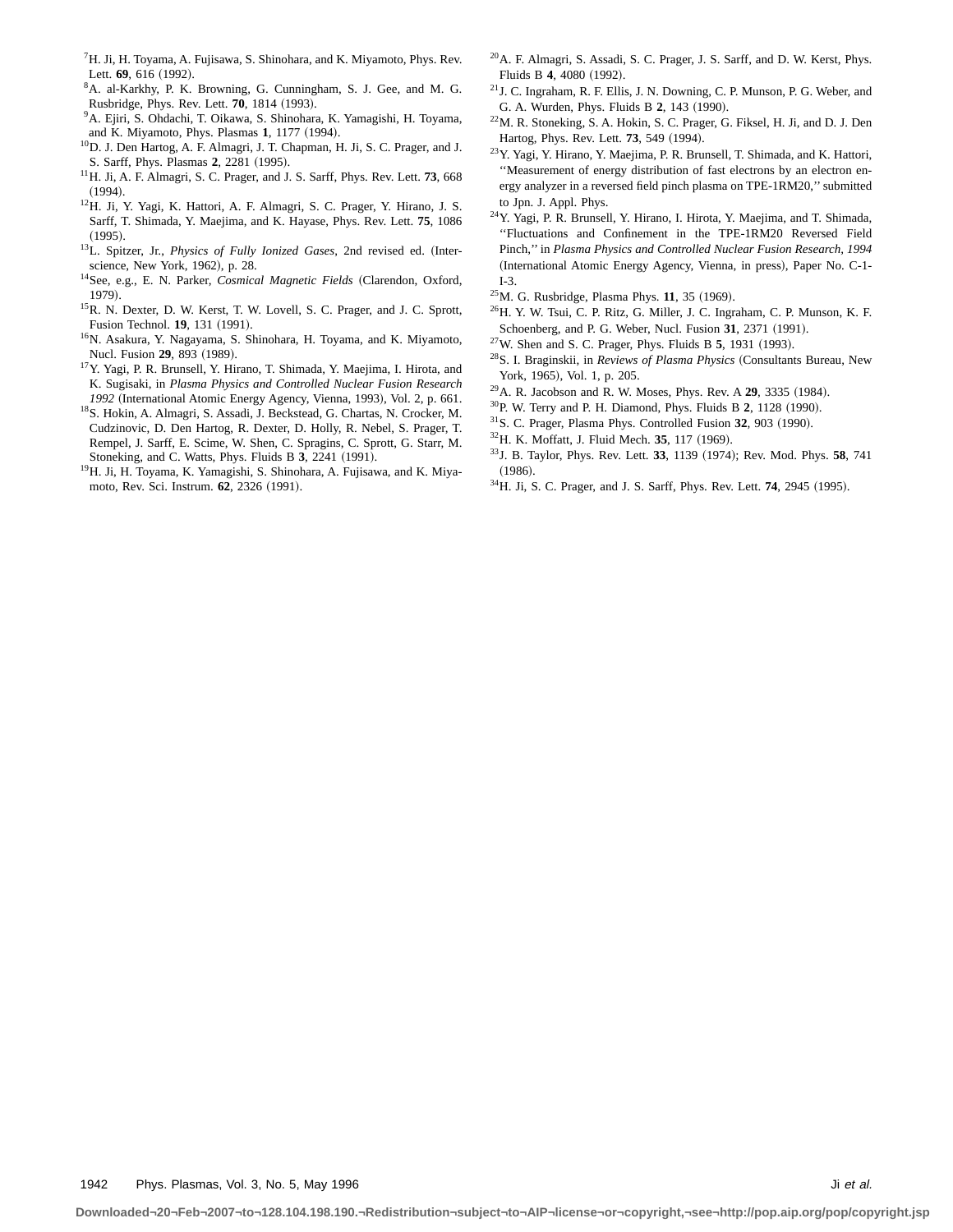[7] H. Ji, H. Toyama, A. Fujisawa, S. Shinohara, and K. Miyamoto, Phys. Rev. Lett. **69**, 616 (1992).

[8] A. al-Karkhy, P. K. Browning, G. Cunningham, S. J. Gee, and M. G. Rusbridge, Phys. Rev. Lett. **70**, 1814 (1993).

[9] A. Ejiri, S. Ohdachi, T. Oikawa, S. Shinohara, K. Yamagishi, H. Toyama, and K. Miyamoto, Phys. Plasmas **1**, 1177 (1994).

[10] D. J. Den Hartog, A. F. Almagri, J. T. Chapman, H. Ji, S. C. Prager, and J. S. Sarff, Phys. Plasmas **2**, 2281 (1995).

[11] H. Ji, A. F. Almagri, S. C. Prager, and J. S. Sarff, Phys. Rev. Lett. **73**, 668 (1994).

[12] H. Ji, Y. Yagi, K. Hattori, A. F. Almagri, S. C. Prager, Y. Hirano, J. S. Sarff, T. Shimada, Y. Maejima, and K. Hayase, Phys. Rev. Lett. **75**, 1086 (1995).

[13] L. Spitzer, Jr., *Physics of Fully Ionized Gases*, 2nd revised ed. (Interscience, New York, 1962), p. 28.

[14] See, e.g., E. N. Parker, *Cosmical Magnetic Fields* (Clarendon, Oxford, 1979).

[15] R. N. Dexter, D. W. Kerst, T. W. Lovell, S. C. Prager, and J. C. Sprott, Fusion Technol. **19**, 131 (1991).

[16] N. Asakura, Y. Nagayama, S. Shinohara, H. Toyama, and K. Miyamoto, Nucl. Fusion **29**, 893 (1989).

[17] Y. Yagi, P. R. Brunsell, Y. Hirano, T. Shimada, Y. Maejima, I. Hirota, and K. Sugisaki, in *Plasma Physics and Controlled Nuclear Fusion Research 1992* (International Atomic Energy Agency, Vienna, 1993), Vol. 2, p. 661.

[18] S. Hokin, A. Almagri, S. Assadi, J. Beckstead, G. Chartas, N. Crocker, M. Cudzinovic, D. Den Hartog, R. Dexter, D. Holly, R. Nebel, S. Prager, T. Rempel, J. Sarff, E. Scime, W. Shen, C. Spragins, C. Sprott, G. Starr, M. Stoneking, and C. Watts, Phys. Fluids B **3**, 2241 (1991).

[19] H. Ji, H. Toyama, K. Yamagishi, S. Shinohara, A. Fujisawa, and K. Miyamoto, Rev. Sci. Instrum. **62**, 2326 (1991).

[20] A. F. Almagri, S. Assadi, S. C. Prager, J. S. Sarff, and D. W. Kerst, Phys. Fluids B **4**, 4080 (1992).

[21] J. C. Ingraham, R. F. Ellis, J. N. Downing, C. P. Munson, P. G. Weber, and G. A. Wurden, Phys. Fluids B **2**, 143 (1990).

[22] M. R. Stoneking, S. A. Hokin, S. C. Prager, G. Fiksel, H. Ji, and D. J. Den Hartog, Phys. Rev. Lett. **73**, 549 (1994).

[23] Y. Yagi, Y. Hirano, Y. Maejima, P. R. Brunsell, T. Shimada, and K. Hattori, "Measurement of energy distribution of fast electrons by an electron energy analyzer in a reversed field pinch plasma on TPE-1RM20," submitted to Jpn. J. Appl. Phys.

[24] Y. Yagi, P. R. Brunsell, Y. Hirano, I. Hirota, Y. Maejima, and T. Shimada, "Fluctuations and Confinement in the TPE-1RM20 Reversed Field Pinch," in *Plasma Physics and Controlled Nuclear Fusion Research, 1994* (International Atomic Energy Agency, Vienna, in press), Paper No. C-1-I-3.

[25] M. G. Rusbridge, Plasma Phys. **11**, 35 (1969).

[26] H. Y. W. Tsui, C. P. Ritz, G. Miller, J. C. Ingraham, C. P. Munson, K. F. Schoenberg, and P. G. Weber, Nucl. Fusion **31**, 2371 (1991).

[27] W. Shen and S. C. Prager, Phys. Fluids B **5**, 1931 (1993).

[28] S. I. Braginskii, in *Reviews of Plasma Physics* (Consultants Bureau, New York, 1965), Vol. 1, p. 205.

[29] A. R. Jacobson and R. W. Moses, Phys. Rev. A **29**, 3335 (1984).

[30] P. W. Terry and P. H. Diamond, Phys. Fluids B **2**, 1128 (1990).

[31] S. C. Prager, Plasma Phys. Controlled Fusion **32**, 903 (1990).

[32] H. K. Moffatt, J. Fluid Mech. **35**, 117 (1969).

[33] J. B. Taylor, Phys. Rev. Lett. **33**, 1139 (1974); Rev. Mod. Phys. **58**, 741 (1986).

[34] H. Ji, S. C. Prager, and J. S. Sarff, Phys. Rev. Lett. **74**, 2945 (1995).